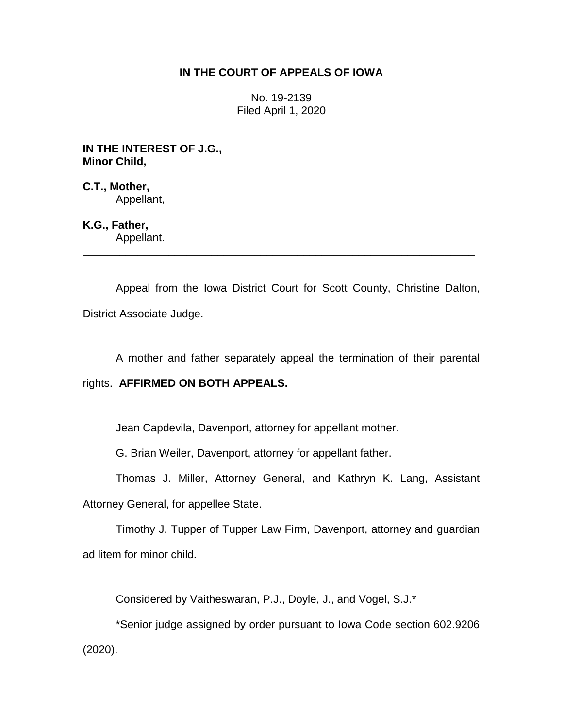# IN THE COURT OF APPEALS OF IOWA

No. 19-2139
Filed April 1, 2020

**IN THE INTEREST OF J.G.,**
**Minor Child,**

**C.T., Mother,**
Appellant,

**K.G., Father,**
Appellant.

---

Appeal from the Iowa District Court for Scott County, Christine Dalton, District Associate Judge.

A mother and father separately appeal the termination of their parental rights. **AFFIRMED ON BOTH APPEALS.**

Jean Capdevila, Davenport, attorney for appellant mother.

G. Brian Weiler, Davenport, attorney for appellant father.

Thomas J. Miller, Attorney General, and Kathryn K. Lang, Assistant Attorney General, for appellee State.

Timothy J. Tupper of Tupper Law Firm, Davenport, attorney and guardian ad litem for minor child.

Considered by Vaitheswaran, P.J., Doyle, J., and Vogel, S.J.*

*Senior judge assigned by order pursuant to Iowa Code section 602.9206 (2020).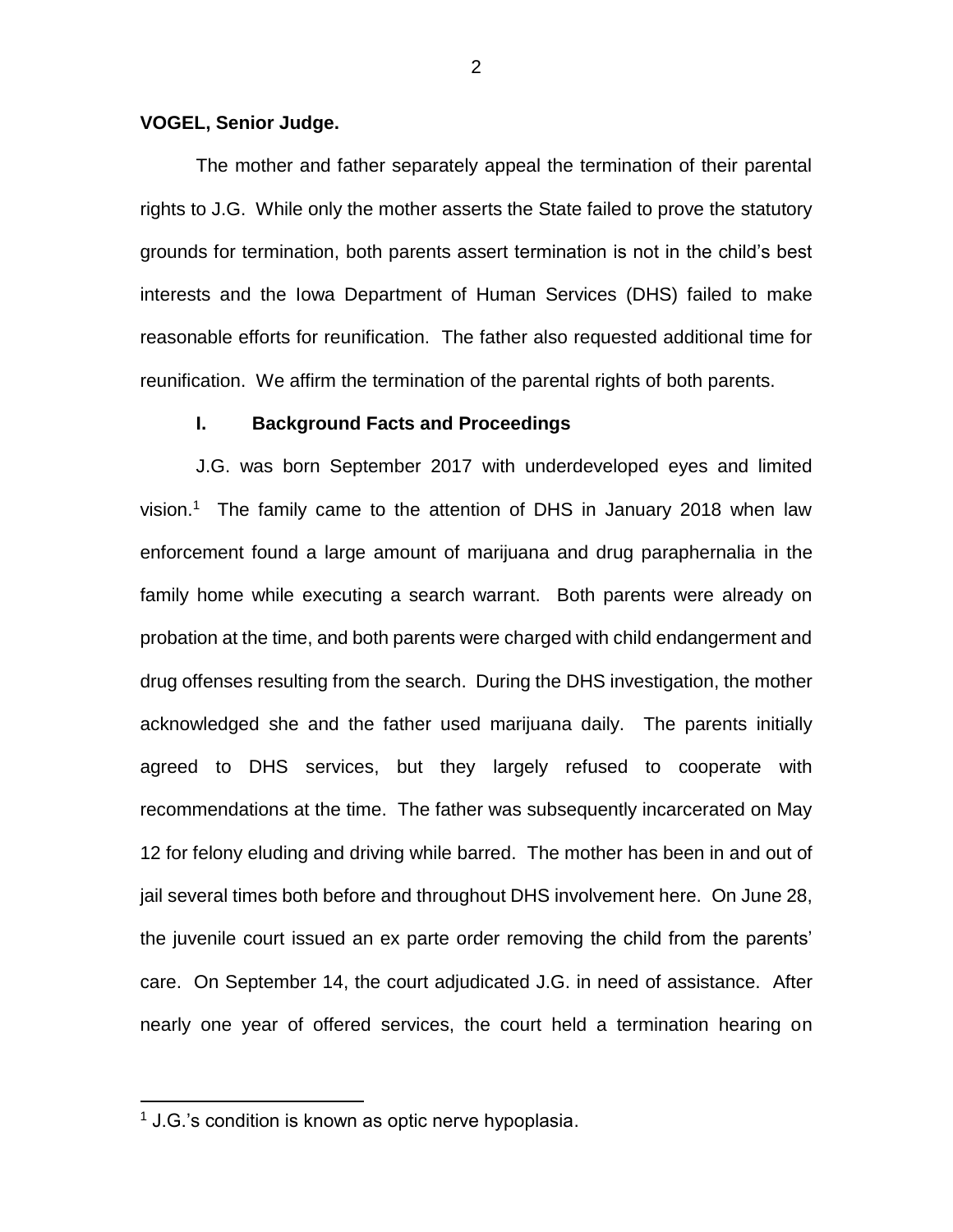**VOGEL, Senior Judge.**

The mother and father separately appeal the termination of their parental rights to J.G. While only the mother asserts the State failed to prove the statutory grounds for termination, both parents assert termination is not in the child's best interests and the Iowa Department of Human Services (DHS) failed to make reasonable efforts for reunification. The father also requested additional time for reunification. We affirm the termination of the parental rights of both parents.

## I. Background Facts and Proceedings

J.G. was born September 2017 with underdeveloped eyes and limited vision.[1] The family came to the attention of DHS in January 2018 when law enforcement found a large amount of marijuana and drug paraphernalia in the family home while executing a search warrant. Both parents were already on probation at the time, and both parents were charged with child endangerment and drug offenses resulting from the search. During the DHS investigation, the mother acknowledged she and the father used marijuana daily. The parents initially agreed to DHS services, but they largely refused to cooperate with recommendations at the time. The father was subsequently incarcerated on May 12 for felony eluding and driving while barred. The mother has been in and out of jail several times both before and throughout DHS involvement here. On June 28, the juvenile court issued an ex parte order removing the child from the parents' care. On September 14, the court adjudicated J.G. in need of assistance. After nearly one year of offered services, the court held a termination hearing on

---

[1] J.G.'s condition is known as optic nerve hypoplasia.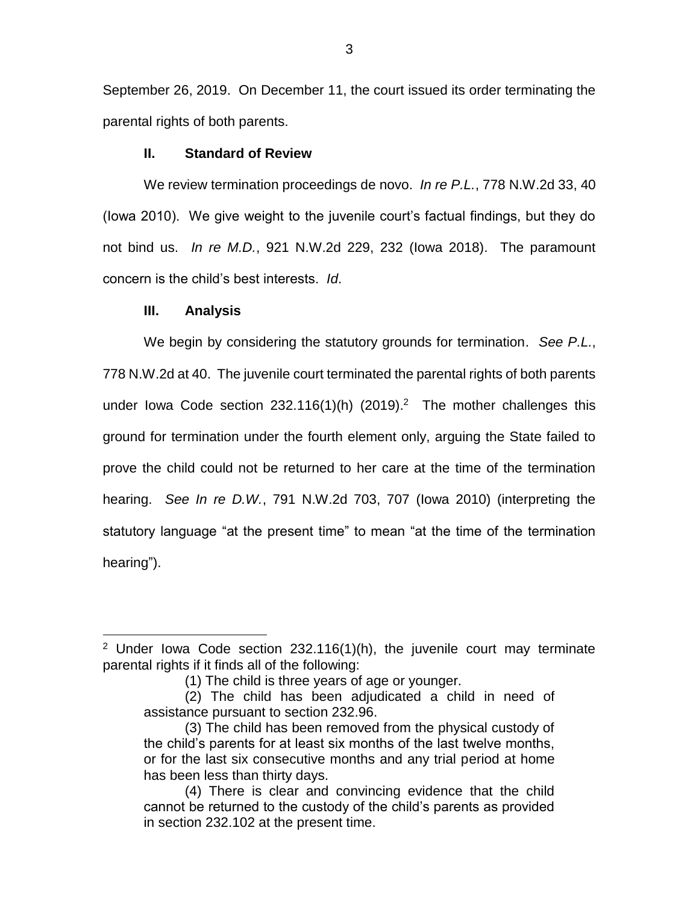September 26, 2019. On December 11, the court issued its order terminating the parental rights of both parents.

## II. Standard of Review

We review termination proceedings de novo. *In re P.L.*, 778 N.W.2d 33, 40 (Iowa 2010). We give weight to the juvenile court's factual findings, but they do not bind us. *In re M.D.*, 921 N.W.2d 229, 232 (Iowa 2018). The paramount concern is the child's best interests. *Id*.

## III. Analysis

We begin by considering the statutory grounds for termination. *See P.L.*, 778 N.W.2d at 40. The juvenile court terminated the parental rights of both parents under Iowa Code section 232.116(1)(h) (2019).[2] The mother challenges this ground for termination under the fourth element only, arguing the State failed to prove the child could not be returned to her care at the time of the termination hearing. *See In re D.W.*, 791 N.W.2d 703, 707 (Iowa 2010) (interpreting the statutory language "at the present time" to mean "at the time of the termination hearing").

---

[2] Under Iowa Code section 232.116(1)(h), the juvenile court may terminate parental rights if it finds all of the following:

> (1) The child is three years of age or younger.
>
> (2) The child has been adjudicated a child in need of assistance pursuant to section 232.96.
>
> (3) The child has been removed from the physical custody of the child's parents for at least six months of the last twelve months, or for the last six consecutive months and any trial period at home has been less than thirty days.
>
> (4) There is clear and convincing evidence that the child cannot be returned to the custody of the child's parents as provided in section 232.102 at the present time.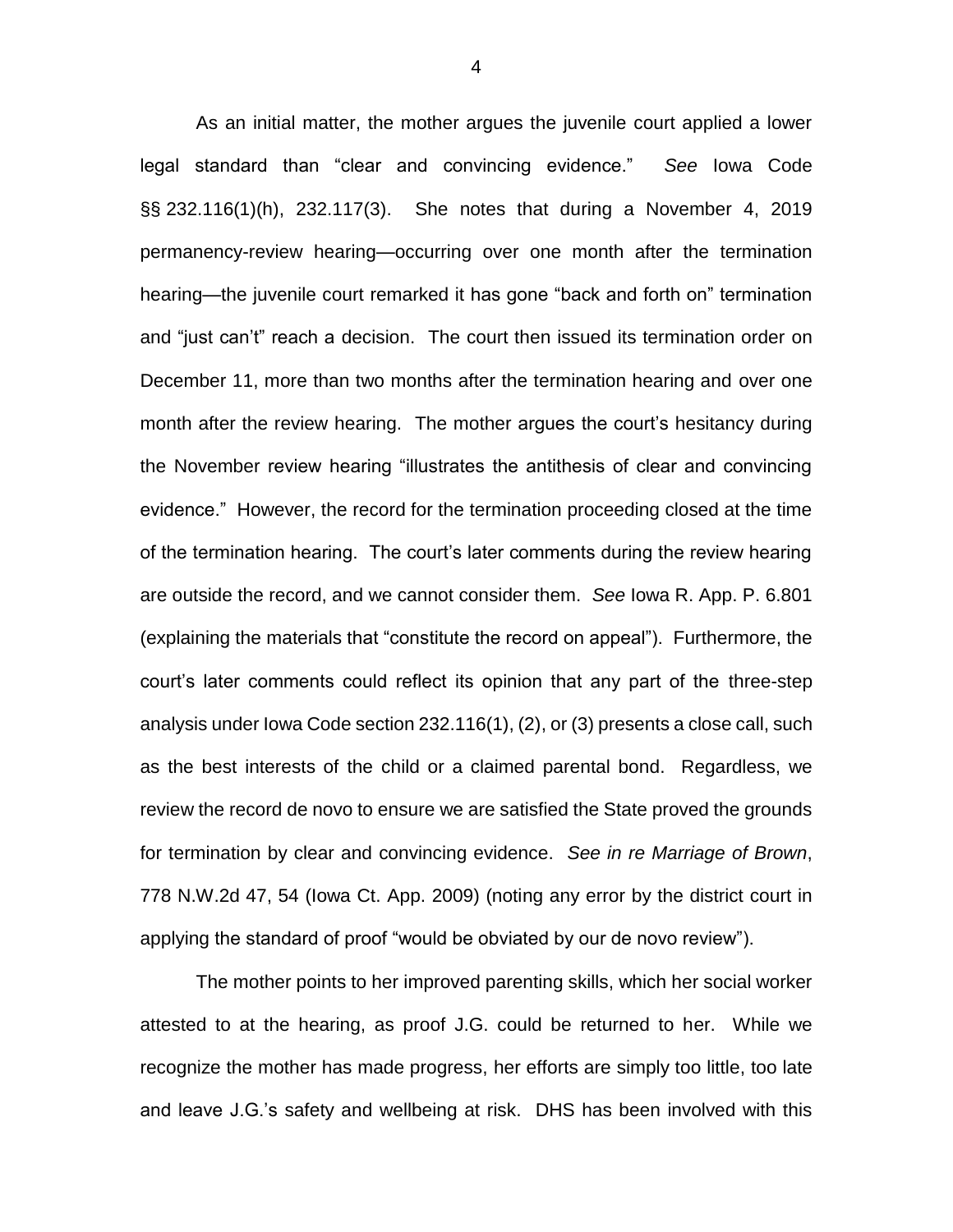As an initial matter, the mother argues the juvenile court applied a lower legal standard than "clear and convincing evidence." *See* Iowa Code §§ 232.116(1)(h), 232.117(3). She notes that during a November 4, 2019 permanency-review hearing—occurring over one month after the termination hearing—the juvenile court remarked it has gone "back and forth on" termination and "just can't" reach a decision. The court then issued its termination order on December 11, more than two months after the termination hearing and over one month after the review hearing. The mother argues the court's hesitancy during the November review hearing "illustrates the antithesis of clear and convincing evidence." However, the record for the termination proceeding closed at the time of the termination hearing. The court's later comments during the review hearing are outside the record, and we cannot consider them. *See* Iowa R. App. P. 6.801 (explaining the materials that "constitute the record on appeal"). Furthermore, the court's later comments could reflect its opinion that any part of the three-step analysis under Iowa Code section 232.116(1), (2), or (3) presents a close call, such as the best interests of the child or a claimed parental bond. Regardless, we review the record de novo to ensure we are satisfied the State proved the grounds for termination by clear and convincing evidence. *See in re Marriage of Brown*, 778 N.W.2d 47, 54 (Iowa Ct. App. 2009) (noting any error by the district court in applying the standard of proof "would be obviated by our de novo review").

The mother points to her improved parenting skills, which her social worker attested to at the hearing, as proof J.G. could be returned to her. While we recognize the mother has made progress, her efforts are simply too little, too late and leave J.G.'s safety and wellbeing at risk. DHS has been involved with this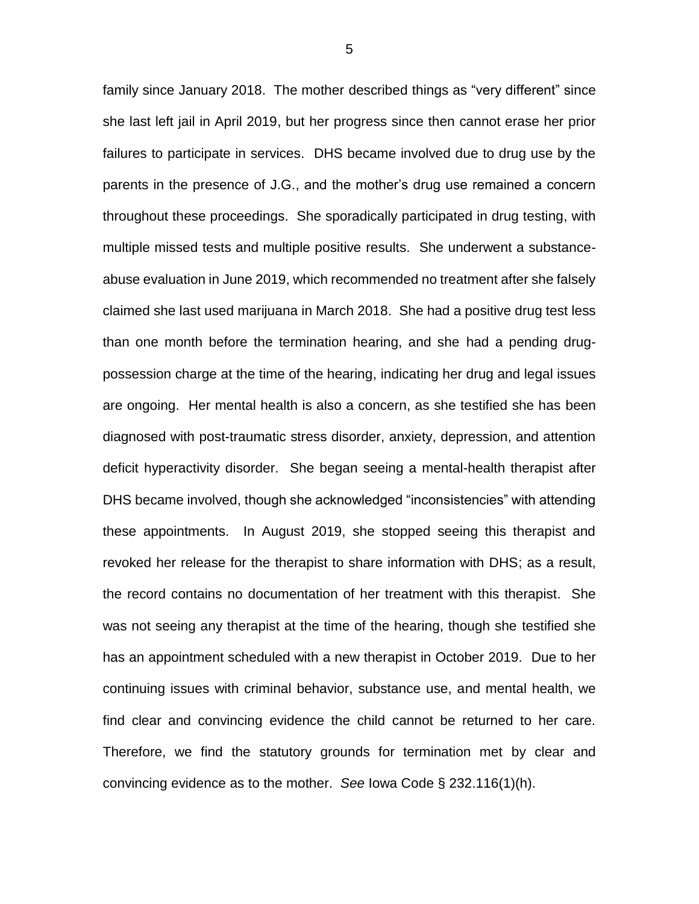family since January 2018. The mother described things as "very different" since she last left jail in April 2019, but her progress since then cannot erase her prior failures to participate in services. DHS became involved due to drug use by the parents in the presence of J.G., and the mother's drug use remained a concern throughout these proceedings. She sporadically participated in drug testing, with multiple missed tests and multiple positive results. She underwent a substance-abuse evaluation in June 2019, which recommended no treatment after she falsely claimed she last used marijuana in March 2018. She had a positive drug test less than one month before the termination hearing, and she had a pending drug-possession charge at the time of the hearing, indicating her drug and legal issues are ongoing. Her mental health is also a concern, as she testified she has been diagnosed with post-traumatic stress disorder, anxiety, depression, and attention deficit hyperactivity disorder. She began seeing a mental-health therapist after DHS became involved, though she acknowledged "inconsistencies" with attending these appointments. In August 2019, she stopped seeing this therapist and revoked her release for the therapist to share information with DHS; as a result, the record contains no documentation of her treatment with this therapist. She was not seeing any therapist at the time of the hearing, though she testified she has an appointment scheduled with a new therapist in October 2019. Due to her continuing issues with criminal behavior, substance use, and mental health, we find clear and convincing evidence the child cannot be returned to her care. Therefore, we find the statutory grounds for termination met by clear and convincing evidence as to the mother. *See* Iowa Code § 232.116(1)(h).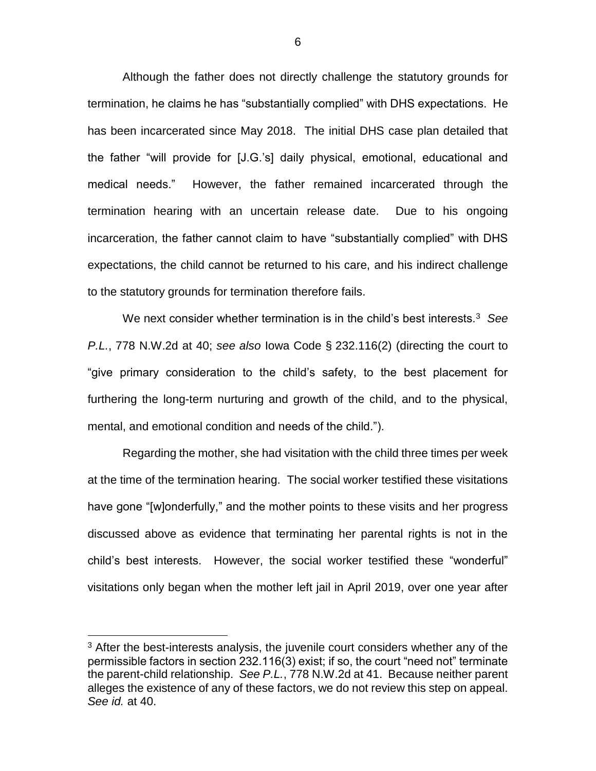Although the father does not directly challenge the statutory grounds for termination, he claims he has "substantially complied" with DHS expectations. He has been incarcerated since May 2018. The initial DHS case plan detailed that the father "will provide for [J.G.'s] daily physical, emotional, educational and medical needs." However, the father remained incarcerated through the termination hearing with an uncertain release date. Due to his ongoing incarceration, the father cannot claim to have "substantially complied" with DHS expectations, the child cannot be returned to his care, and his indirect challenge to the statutory grounds for termination therefore fails.

We next consider whether termination is in the child's best interests.[3] *See P.L.*, 778 N.W.2d at 40; *see also* Iowa Code § 232.116(2) (directing the court to "give primary consideration to the child's safety, to the best placement for furthering the long-term nurturing and growth of the child, and to the physical, mental, and emotional condition and needs of the child.").

Regarding the mother, she had visitation with the child three times per week at the time of the termination hearing. The social worker testified these visitations have gone "[w]onderfully," and the mother points to these visits and her progress discussed above as evidence that terminating her parental rights is not in the child's best interests. However, the social worker testified these "wonderful" visitations only began when the mother left jail in April 2019, over one year after

[3] After the best-interests analysis, the juvenile court considers whether any of the permissible factors in section 232.116(3) exist; if so, the court "need not" terminate the parent-child relationship. *See P.L.*, 778 N.W.2d at 41. Because neither parent alleges the existence of any of these factors, we do not review this step on appeal. *See id.* at 40.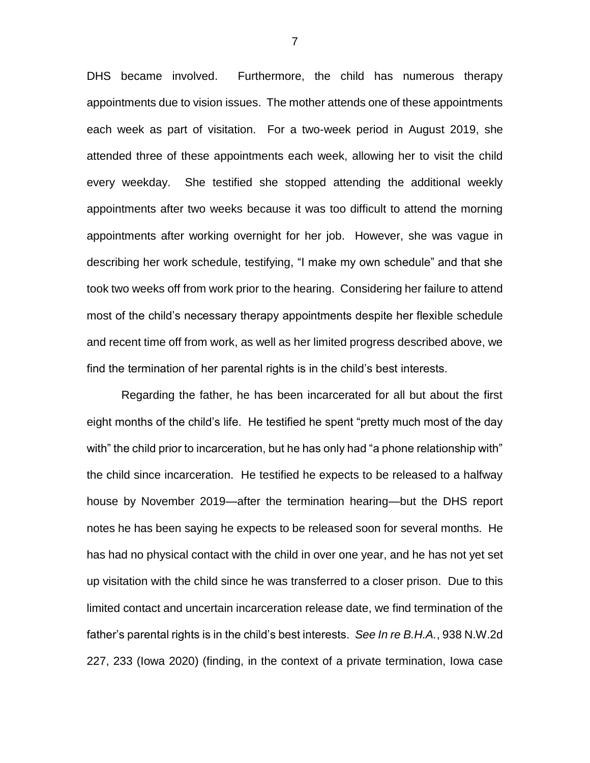DHS became involved. Furthermore, the child has numerous therapy appointments due to vision issues. The mother attends one of these appointments each week as part of visitation. For a two-week period in August 2019, she attended three of these appointments each week, allowing her to visit the child every weekday. She testified she stopped attending the additional weekly appointments after two weeks because it was too difficult to attend the morning appointments after working overnight for her job. However, she was vague in describing her work schedule, testifying, "I make my own schedule" and that she took two weeks off from work prior to the hearing. Considering her failure to attend most of the child's necessary therapy appointments despite her flexible schedule and recent time off from work, as well as her limited progress described above, we find the termination of her parental rights is in the child's best interests.

Regarding the father, he has been incarcerated for all but about the first eight months of the child's life. He testified he spent "pretty much most of the day with" the child prior to incarceration, but he has only had "a phone relationship with" the child since incarceration. He testified he expects to be released to a halfway house by November 2019—after the termination hearing—but the DHS report notes he has been saying he expects to be released soon for several months. He has had no physical contact with the child in over one year, and he has not yet set up visitation with the child since he was transferred to a closer prison. Due to this limited contact and uncertain incarceration release date, we find termination of the father's parental rights is in the child's best interests. *See In re B.H.A.*, 938 N.W.2d 227, 233 (Iowa 2020) (finding, in the context of a private termination, Iowa case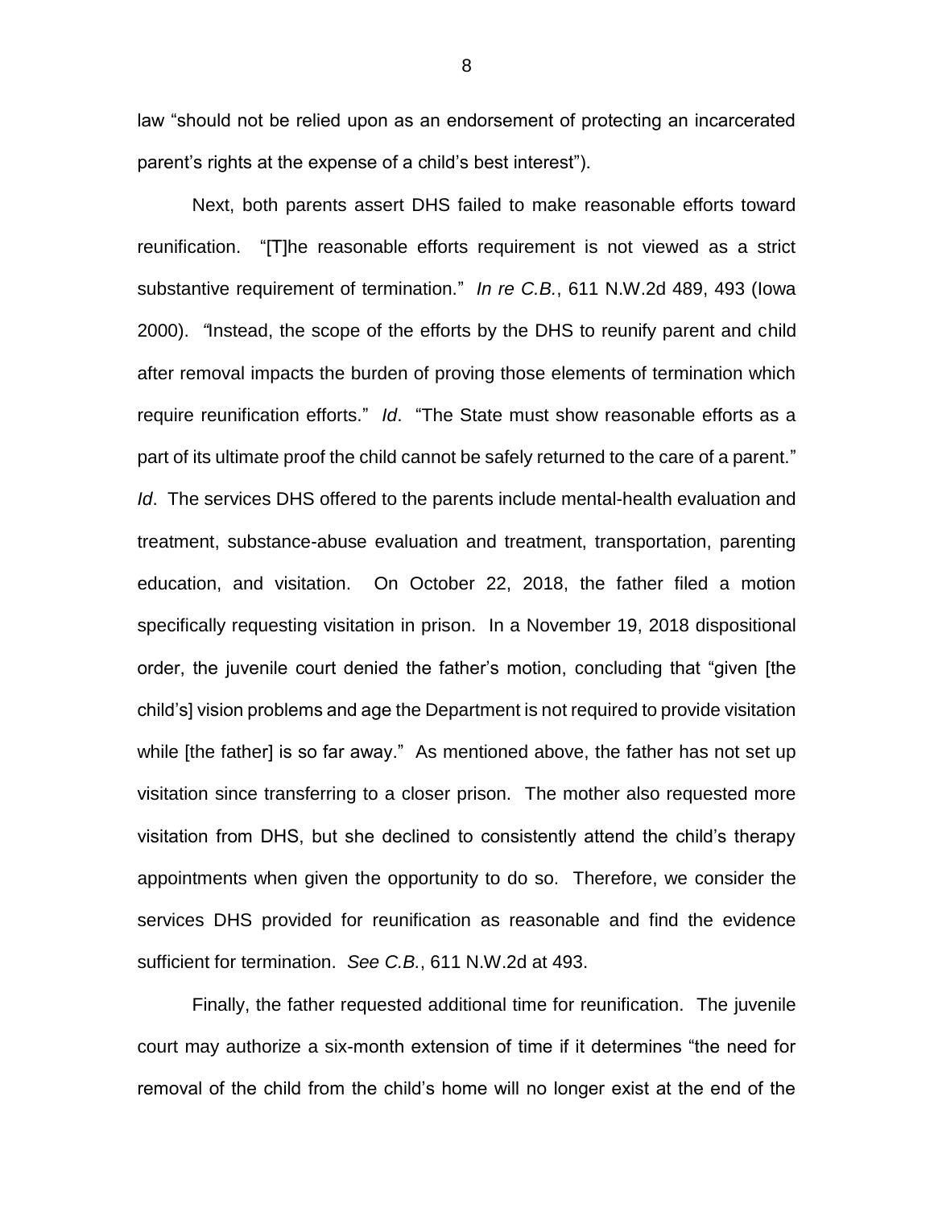law "should not be relied upon as an endorsement of protecting an incarcerated parent's rights at the expense of a child's best interest").

Next, both parents assert DHS failed to make reasonable efforts toward reunification. "[T]he reasonable efforts requirement is not viewed as a strict substantive requirement of termination." *In re C.B.*, 611 N.W.2d 489, 493 (Iowa 2000). "Instead, the scope of the efforts by the DHS to reunify parent and child after removal impacts the burden of proving those elements of termination which require reunification efforts." *Id*. "The State must show reasonable efforts as a part of its ultimate proof the child cannot be safely returned to the care of a parent." *Id*. The services DHS offered to the parents include mental-health evaluation and treatment, substance-abuse evaluation and treatment, transportation, parenting education, and visitation. On October 22, 2018, the father filed a motion specifically requesting visitation in prison. In a November 19, 2018 dispositional order, the juvenile court denied the father's motion, concluding that "given [the child's] vision problems and age the Department is not required to provide visitation while [the father] is so far away." As mentioned above, the father has not set up visitation since transferring to a closer prison. The mother also requested more visitation from DHS, but she declined to consistently attend the child's therapy appointments when given the opportunity to do so. Therefore, we consider the services DHS provided for reunification as reasonable and find the evidence sufficient for termination. *See C.B.*, 611 N.W.2d at 493.

Finally, the father requested additional time for reunification. The juvenile court may authorize a six-month extension of time if it determines "the need for removal of the child from the child's home will no longer exist at the end of the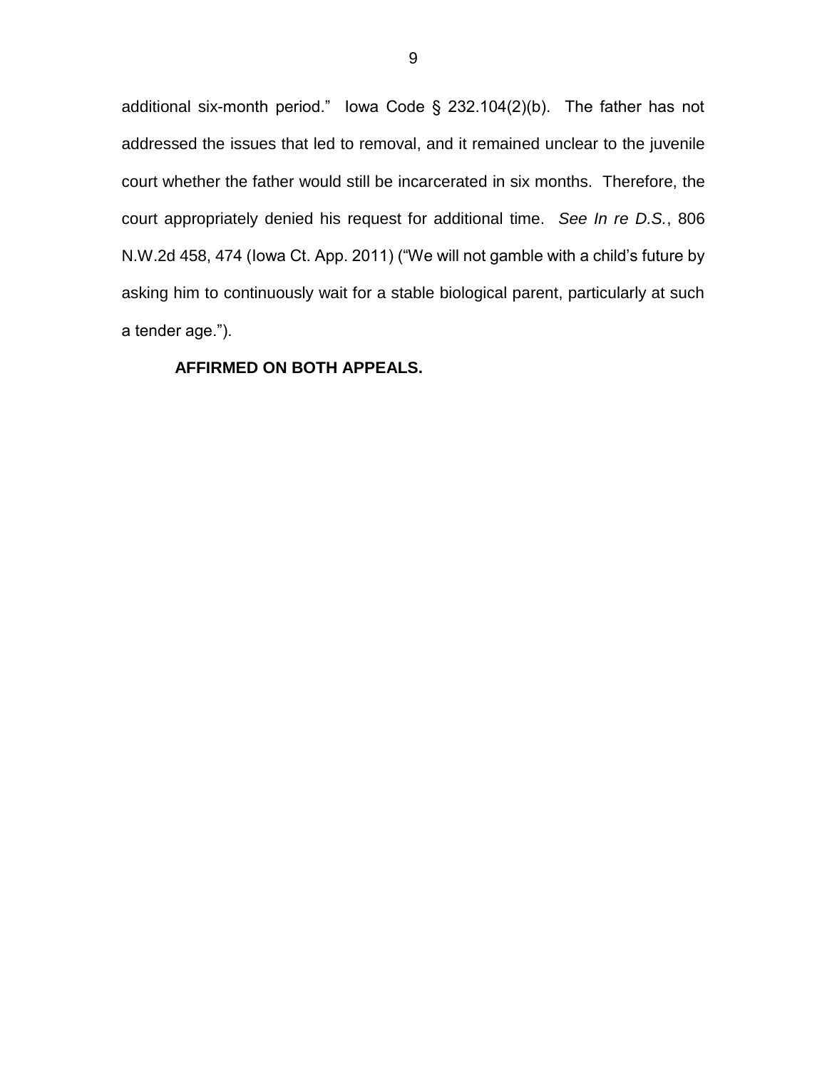additional six-month period." Iowa Code § 232.104(2)(b). The father has not addressed the issues that led to removal, and it remained unclear to the juvenile court whether the father would still be incarcerated in six months. Therefore, the court appropriately denied his request for additional time. *See In re D.S.*, 806 N.W.2d 458, 474 (Iowa Ct. App. 2011) ("We will not gamble with a child's future by asking him to continuously wait for a stable biological parent, particularly at such a tender age.").

**AFFIRMED ON BOTH APPEALS.**